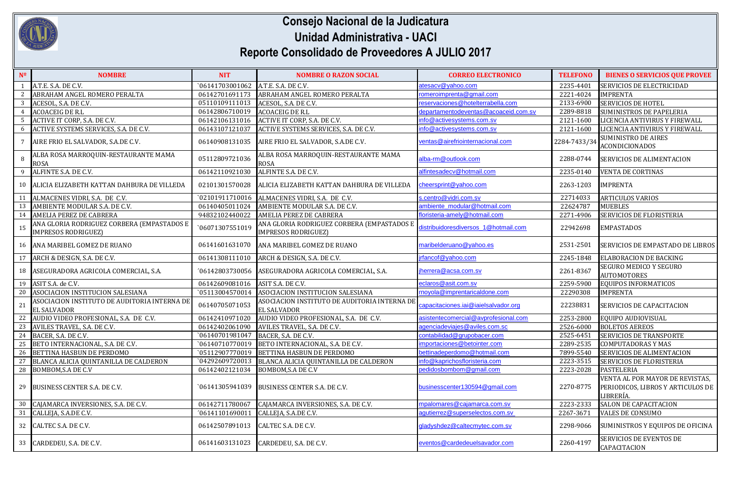# Consejo Nacional de la Judicatura
## Unidad Administrativa - UACI
## Reporte Consolidado de Proveedores A JULIO 2017

| Nº | NOMBRE | NIT | NOMBRE O RAZON SOCIAL | CORREO ELECTRONICO | TELEFONO | BIENES O SERVICIOS QUE PROVEE |
|---|---|---|---|---|---|---|
| 1 | A.T.E. S.A. DE C.V. | `06141703001062 | A.T.E. S.A. DE C.V. | atesacv@yahoo.com | 2235-4401 | SERVICIOS DE ELECTRICIDAD |
| 2 | ABRAHAM ANGEL ROMERO PERALTA | 06142701691173 | ABRAHAM ANGEL ROMERO PERALTA | romeroimprenta@gmail.com | 2221-4024 | IMPRENTA |
| 3 | ACESOL, S.A. DE C.V. | 05110109111013 | ACESOL, S.A. DE C.V. | reservaciones@hotelterrabella.com | 2133-6900 | SERVICIOS DE HOTEL |
| 4 | ACOACEIG DE R.L | 06142806710019 | ACOACEIG DE R.L | departamentodeventas@acoaceid.com.sv | 2289-8818 | SUMINISTROS DE PAPELERIA |
| 5 | ACTIVE IT CORP, S.A. DE C.V. | 06142106131016 | ACTIVE IT CORP, S.A. DE C.V. | info@activesystems.com.sv | 2121-1600 | LICENCIA ANTIVIRUS Y FIREWALL |
| 6 | ACTIVE SYSTEMS SERVICES, S.A. DE C.V. | 06143107121037 | ACTIVE SYSTEMS SERVICES, S.A. DE C.V. | info@activesystems.com.sv | 2121-1600 | LICENCIA ANTIVIRUS Y FIREWALL |
| 7 | AIRE FRIO EL SALVADOR, S.A.DE C.V. | 06140908131035 | AIRE FRIO EL SALVADOR, S.A.DE C.V. | ventas@airefriointernacional.com | 2284-7433/34 | SUMINISTRO DE AIRES ACONDICIONADOS |
| 8 | ALBA ROSA MARROQUIN-RESTAURANTE MAMA ROSA | 05112809721036 | ALBA ROSA MARROQUIN-RESTAURANTE MAMA ROSA | alba-rm@outlook.com | 2288-0744 | SERVICIOS DE ALIMENTACION |
| 9 | ALFINTE S.A. DE C.V. | 06142110921030 | ALFINTE S.A. DE C.V. | alfintesadecv@hotmail.com | 2235-0140 | VENTA DE CORTINAS |
| 10 | ALICIA ELIZABETH KATTAN DAHBURA DE VILLEDA | 02101301570028 | ALICIA ELIZABETH KATTAN DAHBURA DE VILLEDA | cheersprint@yahoo.com | 2263-1203 | IMPRENTA |
| 11 | ALMACENES VIDRI, S.A. DE C.V. | `02101911710016 | ALMACENES VIDRI, S.A. DE C.V. | s.centro@vidri.com.sv | 22714033 | ARTICULOS VARIOS |
| 13 | AMBIENTE MODULAR S.A. DE C.V. | 06140405011024 | AMBIENTE MODULAR S.A. DE C.V. | ambiente_modular@hotmail.com | 22624787 | MUEBLES |
| 14 | AMELIA PEREZ DE CABRERA | 94832102440022 | AMELIA PEREZ DE CABRERA | floristeria-amely@hotmail.com | 2271-4906 | SERVICIOS DE FLORISTERIA |
| 15 | ANA GLORIA RODRIGUEZ CORBERA (EMPASTADOS E IMPRESOS RODRIGUEZ) | `06071307551019 | ANA GLORIA RODRIGUEZ CORBERA (EMPASTADOS E IMPRESOS RODRIGUEZ) | distribuidoresdiversos_1@hotmail.com | 22942698 | EMPASTADOS |
| 16 | ANA MARIBEL GOMEZ DE RUANO | 06141601631070 | ANA MARIBEL GOMEZ DE RUANO | maribelderuano@yahoo.es | 2531-2501 | SERVICIOS DE EMPASTADO DE LIBROS |
| 17 | ARCH & DESIGN, S.A. DE C.V. | 06141308111010 | ARCH & DESIGN, S.A. DE C.V. | jrfancof@yahoo.com | 2245-1848 | ELABORACION DE BACKING |
| 18 | ASEGURADORA AGRICOLA COMERCIAL, S.A. | ´06142803730056 | ASEGURADORA AGRICOLA COMERCIAL, S.A. | jherrera@acsa.com.sv | 2261-8367 | SEGURO MEDICO Y SEGURO AUTOMOTORES |
| 19 | ASIT S.A. de C.V. | 06142609081016 | ASIT S.A. DE C.V. | eclaros@asit.com.sv | 2259-5900 | EQUIPOS INFORMATICOS |
| 20 | ASOCIACION INSTITUCION SALESIANA | `05113004570014 | ASOCIACION INSTITUCION SALESIANA | rnoyola@imprentaricaldone.com | 22290308 | IMPRENTA |
| 21 | ASOCIACION INSTITUTO DE AUDITORIA INTERNA DE EL SALVADOR | 06140705071053 | ASOCIACION INSTITUTO DE AUDITORIA INTERNA DE EL SALVADOR | capacitaciones.iai@iaielsalvador.org | 22238831 | SERVICIOS DE CAPACITACION |
| 22 | AUDIO VIDEO PROFESIONAL, S.A. DE C.V. | 06142410971020 | AUDIO VIDEO PROFESIONAL, S.A. DE C.V. | asistentecomercial@avprofesional.com | 2253-2800 | EQUIPO AUDIOVISUAL |
| 23 | AVILES TRAVEL, S.A. DE C.V. | 06142402061090 | AVILES TRAVEL, S.A. DE C.V. | agenciadeviajes@aviles.com.sc | 2526-6000 | BOLETOS AEREOS |
| 24 | BACER, S.A. DE C.V. | `06140701981047 | BACER, S.A. DE C.V. | contabilidad@grupobacer.com | 2525-6451 | SERVICIOS DE TRANSPORTE |
| 25 | BETO INTERNACIONAL, S.A. DE C.V. | `06140710770019 | BETO INTERNACIONAL, S.A. DE C.V. | importaciones@betointer.com | 2289-2535 | COMPUTADORAS Y MAS |
| 26 | BETTINA HASBUN DE PERDOMO | `05112907770019 | BETTINA HASBUN DE PERDOMO | bettinadeperdomo@hotmail.com | 7899-5540 | SERVICIOS DE ALIMENTACION |
| 27 | BLANCA ALICIA QUINTANILLA DE CALDERON | `04292609720013 | BLANCA ALICIA QUINTANILLA DE CALDERON | info@kaprichosfloristeria.com | 2223-3515 | SERVICIOS DE FLORISTERIA |
| 28 | BOMBOM,S.A DE C.V | 06142402121034 | BOMBOM,S.A DE C.V | pedidosbombom@gmail.com | 2223-2028 | PASTELERIA |
| 29 | BUSINESS CENTER S.A. DE C.V. | `06141305941039 | BUSINESS CENTER S.A. DE C.V. | businesscenter130594@gmail.com | 2270-8775 | VENTA AL POR MAYOR DE REVISTAS, PERIODICOS, LIBROS Y ARTICULOS DE LIBRERÍA. |
| 30 | CAJAMARCA INVERSIONES, S.A. DE C.V. | 06142711780067 | CAJAMARCA INVERSIONES, S.A. DE C.V. | mpalomares@cajamarca.com.sv | 2223-2333 | SALON DE CAPACITACION |
| 31 | CALLEJA, S.A.DE C.V. | ´06141101690011 | CALLEJA, S.A.DE C.V. | agutierrez@superselectos.com.sv | 2267-3671 | VALES DE CONSUMO |
| 32 | CALTEC S.A. DE C.V. | 06142507891013 | CALTEC S.A. DE C.V. | gladyshdez@caltecmytec.com.sv | 2298-9066 | SUMINISTROS Y EQUIPOS DE OFICINA |
| 33 | CARDEDEU, S.A. DE C.V. | 06141603131023 | CARDEDEU, S.A. DE C.V. | eventos@cardedeuelsavador.com | 2260-4197 | SERVICIOS DE EVENTOS DE CAPACITACION |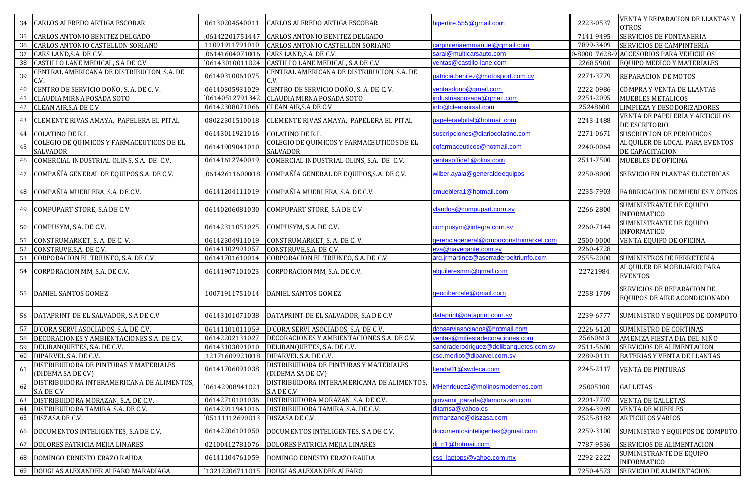| 34 | CARLOS ALFREDO ARTIGA ESCOBAR | 06130204540011 | CARLOS ALFREDO ARTIGA ESCOBAR | hipertire.555@gmail.com | 2223-0537 | VENTA Y REPARACION DE LLANTAS Y OTROS |
|---|---|---|---|---|---|---|
| 35 | CARLOS ANTONIO BENITEZ DELGADO | ,06142201751447 | CARLOS ANTONIO BENITEZ DELGADO | | 7141-9495 | SERVICIOS DE FONTANERIA |
| 36 | CARLOS ANTONIO CASTELLON SORIANO | 11091911791010 | CARLOS ANTONIO CASTELLON SORIANO | carpinteriaemmanuel@gmail.com | 7899-3409 | SERVICIOS DE CAMPINTERIA |
| 37 | CARS LAND,S.A. DE C.V. | ,06141604071016 | CARS LAND,S.A. DE C.V. | sarai@multicarsauto.com | 0-8000 7628-9 | ACCESORIOS PARA VEHICULOS |
| 38 | CASTILLO LANE MEDICAL, S.A DE C.V | `06143010011024 | CASTILLO LANE MEDICAL, S.A DE C.V | ventas@castillo-lane.com | 22685900 | EQUIPO MEDICO Y MATERIALES |
| 39 | CENTRAL AMERICANA DE DISTRIBUCION, S.A. DE C.V. | 06140310061075 | CENTRAL AMERICANA DE DISTRIBUCION, S.A. DE C.V. | patricia.benitez@motosport.com.cv | 2271-3779 | REPARACION DE MOTOS |
| 40 | CENTRO DE SERVICIO DOÑO, S. A. DE C. V. | 06140305931029 | CENTRO DE SERVICIO DOÑO, S. A. DE C. V. | ventasdono@gmail.com | 2222-0986 | COMPRA Y VENTA DE LLANTAS |
| 41 | CLAUDIA MIRNA POSADA SOTO | `06140512791342 | CLAUDIA MIRNA POSADA SOTO | industriasposada@gmail.com | 2251-2095 | MUEBLES METALICOS |
| 42 | CLEAN AIR,S.A DE C.V | 06142308071066 | CLEAN AIR,S.A DE C.V | info@cleanairsal.com | 25248600 | LIMPIEZA Y DESODORIZADORES |
| 43 | CLEMENTE RIVAS AMAYA, PAPELERA EL PITAL | 08022301510018 | CLEMENTE RIVAS AMAYA, PAPELERA EL PITAL | papeleraelpital@hotmail.com | 2243-1488 | VENTA DE PAPELERIA Y ARTICULOS DE ESCRITORIO. |
| 44 | COLATINO DE R.L. | 06143011921016 | COLATINO DE R.L. | suscripciones@diariocolatino.com | 2271-0671 | SUSCRIPCION DE PERIODICOS |
| 45 | COLEGIO DE QUIMICOS Y FARMACEUTICOS DE EL SALVADOR | 06141909041010 | COLEGIO DE QUIMICOS Y FARMACEUTICOS DE EL SALVADOR | cqfarmaceuticos@hotmail.com | 2240-0064 | ALQUILER DE LOCAL PARA EVENTOS DE CAPACITACION |
| 46 | COMERCIAL INDUSTRIAL OLINS, S.A. DE C.V. | 06141612740019 | COMERCIAL INDUSTRIAL OLINS, S.A. DE C.V. | ventasoffice1@olins.com | 2511-7500 | MUEBLES DE OFICINA |
| 47 | COMPAÑÍA GENERAL DE EQUIPOS,S.A. DE C,V. | ,06142611600018 | COMPAÑÍA GENERAL DE EQUIPOS,S.A. DE C,V. | wilber.ayala@generaldeequipos | 2250-8000 | SERVICIO EN PLANTAS ELECTRICAS |
| 48 | COMPAÑIA MUEBLERA, S.A. DE C.V. | 06141204111019 | COMPAÑIA MUEBLERA, S.A. DE C.V. | cmueblera1@hotmail.com | 2235-7903 | FABBRICACION DE MUEBLES Y OTROS |
| 49 | COMPUPART STORE, S.A DE C.V | 06140206081030 | COMPUPART STORE, S.A DE C.V | vlandos@compupart.com.sv | 2266-2800 | SUMINISTRANTE DE EQUIPO INFORMATICO |
| 50 | COMPUSYM, S.A. DE C.V. | 06142311051025 | COMPUSYM, S.A. DE C.V. | compusym@integra.com.sv | 2260-7144 | SUMINISTRANTE DE EQUIPO INFORMATICO |
| 51 | CONSTRUMARKET, S. A. DE C. V. | 06142304911019 | CONSTRUMARKET, S. A. DE C. V. | gerenciageneral@grupoconstrumarket.com | 2500-0000 | VENTA EQUIPO DE OFICINA |
| 52 | CONSTRUVE,S.A. DE C.V. | 06141102991057 | CONSTRUVE,S.A. DE C.V. | eva@navegante.com.sv | 2260-4728 | |
| 53 | CORPORACION EL TRIUNFO, S.A. DE C.V. | 06141701610014 | CORPORACION EL TRIUNFO, S.A. DE C.V. | arq.jrmartinez@aserraderoeltriunfo.com | 2555-2000 | SUMINISTROS DE FERRETERIA |
| 54 | CORPORACION MM, S.A. DE C.V. | 06141907101023 | CORPORACION MM, S.A. DE C.V. | alquileresmm@gmail.com | 22721984 | ALQUILER DE MOBILIARIO PARA EVENTOS. |
| 55 | DANIEL SANTOS GOMEZ | 10071911751014 | DANIEL SANTOS GOMEZ | geocibercafe@gmail.com | 2258-1709 | SERVICIOS DE REPARACION DE EQUIPOS DE AIRE ACONDICIONADO |
| 56 | DATAPRINT DE EL SALVADOR, S.A DE C.V | 06143101071038 | DATAPRINT DE EL SALVADOR, S.A DE C.V | dataprint@dataprint.com.sv | 2239-6777 | SUMINISTRO Y EQUIPOS DE COMPUTO |
| 57 | D'CORA SERVI ASOCIADOS, S.A. DE C.V. | 06141101011059 | D'CORA SERVI ASOCIADOS, S.A. DE C.V. | dcoserviasociados@hotmail.com | 2226-6120 | SUMINISTRO DE CORTINAS |
| 58 | DECORACIONES Y AMBIENTACIONES S.A. DE C.V. | 06142202131027 | DECORACIONES Y AMBIENTACIONES S.A. DE C.V. | ventas@mifiestadecoraciones.com | 25660613 | AMENIZA FIESTA DIA DEL NIÑO |
| 59 | DELIBANQUETES, S.A. DE C.V. | 06143103091010 | DELIBANQUETES, S.A. DE C.V. | sandraderodriguez@delibanquetes.com.sv | 2511-5600 | SERVICIOS DE ALIMENTACION |
| 60 | DIPARVEL,S.A. DE C.V. | ,12171609921018 | DIPARVEL,S.A. DE C.V. | csd.merliot@diparvel.com.sv | 2289-0111 | BATERIAS Y VENTA DE LLANTAS |
| 61 | DISTRIBUIDORA DE PINTURAS Y MATERIALES (DIDEMA SA DE CV) | 06141706091038 | DISTRIBUIDORA DE PINTURAS Y MATERIALES (DIDEMA SA DE CV) | tienda01@swdeca.com | 2245-2117 | VENTA DE PINTURAS |
| 62 | DISTRIBUIDORA INTERAMERICANA DE ALIMENTOS, S.A DE C.V | `06142908941021 | DISTRIBUIDORA INTERAMERICANA DE ALIMENTOS, S.A DE C.V | MHenriquez2@molinosmodernos.com | 25005100 | GALLETAS |
| 63 | DISTRIBUIDORA MORAZAN, S.A. DE C.V. | 06142710101036 | DISTRIBUIDORA MORAZAN, S.A. DE C.V. | giovanni_parada@lamorazan.com | 2201-7707 | VENTA DE GALLETAS |
| 64 | DISTRIBUIDORA TAMIRA, S.A. DE C.V. | 06142911941016 | DISTRIBUIDORA TAMIRA, S.A. DE C.V. | ditamsa@yahoo.es | 2264-3989 | VENTA DE MUEBLES |
| 65 | DISZASA DE C.V. | `05111112690013 | DISZASA DE C.V. | mmanzano@diszasa.com | 2525-8182 | ARTICULOS VARIOS |
| 66 | DOCUMENTOS INTELIGENTES, S.A DE C.V. | 06142206101050 | DOCUMENTOS INTELIGENTES, S.A DE C.V. | documentosinteligentes@gmail.com | 2259-3100 | SUMINISTRO Y EQUIPOS DE COMPUTO |
| 67 | DOLORES PATRICIA MEJIA LINARES | 02100412781076 | DOLORES PATRICIA MEJIA LINARES | dj_n1@hotmail.com | 7787-9536 | SERVICIOS DE ALIMENTACION |
| 68 | DOMINGO ERNESTO ERAZO RAUDA | 06141104761059 | DOMINGO ERNESTO ERAZO RAUDA | css_laptops@yahoo.com.mx | 2292-2222 | SUMINISTRANTE DE EQUIPO INFORMATICO |
| 69 | DOUGLAS ALEXANDER ALFARO MARADIAGA | `13212206711015 | DOUGLAS ALEXANDER ALFARO | | 7250-4573 | SERVICIO DE ALIMENTACION |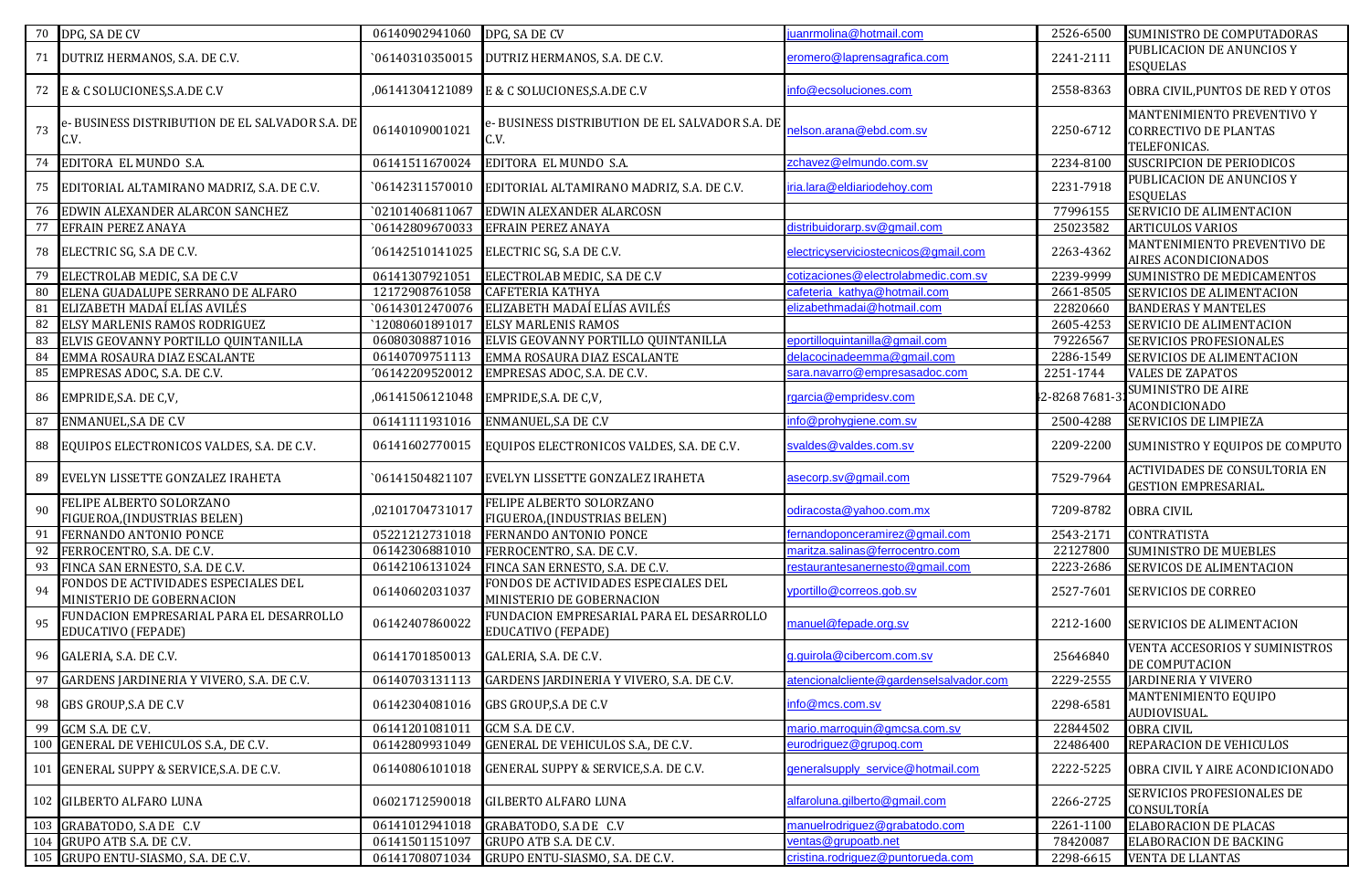| 70 | DPG, SA DE CV | 06140902941060 | DPG, SA DE CV | juanrmolina@hotmail.com | 2526-6500 | SUMINISTRO DE COMPUTADORAS |
|---|---|---|---|---|---|---|
| 71 | DUTRIZ HERMANOS, S.A. DE C.V. | `06140310350015 | DUTRIZ HERMANOS, S.A. DE C.V. | eromero@laprensagrafica.com | 2241-2111 | PUBLICACION DE ANUNCIOS Y ESQUELAS |
| 72 | E & C SOLUCIONES,S.A.DE C.V | ,06141304121089 | E & C SOLUCIONES,S.A.DE C.V | info@ecsoluciones.com | 2558-8363 | OBRA CIVIL,PUNTOS DE RED Y OTOS |
| 73 | e- BUSINESS DISTRIBUTION DE EL SALVADOR S.A. DE C.V. | 06140109001021 | e- BUSINESS DISTRIBUTION DE EL SALVADOR S.A. DE C.V. | nelson.arana@ebd.com.sv | 2250-6712 | MANTENIMIENTO PREVENTIVO Y CORRECTIVO DE PLANTAS TELEFONICAS. |
| 74 | EDITORA EL MUNDO S.A. | 06141511670024 | EDITORA EL MUNDO S.A. | zchavez@elmundo.com.sv | 2234-8100 | SUSCRIPCION DE PERIODICOS |
| 75 | EDITORIAL ALTAMIRANO MADRIZ, S.A. DE C.V. | `06142311570010 | EDITORIAL ALTAMIRANO MADRIZ, S.A. DE C.V. | iria.lara@eldiariodehoy.com | 2231-7918 | PUBLICACION DE ANUNCIOS Y ESQUELAS |
| 76 | EDWIN ALEXANDER ALARCON SANCHEZ | `02101406811067 | EDWIN ALEXANDER ALARCOSN | | 77996155 | SERVICIO DE ALIMENTACION |
| 77 | EFRAIN PEREZ ANAYA | `06142809670033 | EFRAIN PEREZ ANAYA | distribuidorarp.sv@gmail.com | 25023582 | ARTICULOS VARIOS |
| 78 | ELECTRIC SG, S.A DE C.V. | ´06142510141025 | ELECTRIC SG, S.A DE C.V. | electricyserviciostecnicos@gmail.com | 2263-4362 | MANTENIMIENTO PREVENTIVO DE AIRES ACONDICIONADOS |
| 79 | ELECTROLAB MEDIC, S.A DE C.V | 06141307921051 | ELECTROLAB MEDIC, S.A DE C.V | cotizaciones@electrolabmedic.com.sv | 2239-9999 | SUMINISTRO DE MEDICAMENTOS |
| 80 | ELENA GUADALUPE SERRANO DE ALFARO | 12172908761058 | CAFETERIA KATHYA | cafeteria_kathya@hotmail.com | 2661-8505 | SERVICIOS DE ALIMENTACION |
| 81 | ELIZABETH MADAÍ ELÍAS AVILÉS | `06143012470076 | ELIZABETH MADAÍ ELÍAS AVILÉS | elizabethmadai@hotmail.com | 22820660 | BANDERAS Y MANTELES |
| 82 | ELSY MARLENIS RAMOS RODRIGUEZ | `12080601891017 | ELSY MARLENIS RAMOS | | 2605-4253 | SERVICIO DE ALIMENTACION |
| 83 | ELVIS GEOVANNY PORTILLO QUINTANILLA | 06080308871016 | ELVIS GEOVANNY PORTILLO QUINTANILLA | eportilloquintanilla@gmail.com | 79226567 | SERVICIOS PROFESIONALES |
| 84 | EMMA ROSAURA DIAZ ESCALANTE | 06140709751113 | EMMA ROSAURA DIAZ ESCALANTE | delacocinadeemma@gmail.com | 2286-1549 | SERVICIOS DE ALIMENTACION |
| 85 | EMPRESAS ADOC, S.A. DE C.V. | ´06142209520012 | EMPRESAS ADOC, S.A. DE C.V. | sara.navarro@empresasadoc.com | 2251-1744 | VALES DE ZAPATOS |
| 86 | EMPRIDE,S.A. DE C,V, | ,06141506121048 | EMPRIDE,S.A. DE C,V, | rgarcia@empridesv.com | 2-8268 7681-3 | SUMINISTRO DE AIRE ACONDICIONADO |
| 87 | ENMANUEL,S.A DE C.V | 06141111931016 | ENMANUEL,S.A DE C.V | info@prohygiene.com.sv | 2500-4288 | SERVICIOS DE LIMPIEZA |
| 88 | EQUIPOS ELECTRONICOS VALDES, S.A. DE C.V. | 06141602770015 | EQUIPOS ELECTRONICOS VALDES, S.A. DE C.V. | svaldes@valdes.com.sv | 2209-2200 | SUMINISTRO Y EQUIPOS DE COMPUTO |
| 89 | EVELYN LISSETTE GONZALEZ IRAHETA | `06141504821107 | EVELYN LISSETTE GONZALEZ IRAHETA | asecorp.sv@gmail.com | 7529-7964 | ACTIVIDADES DE CONSULTORIA EN GESTION EMPRESARIAL. |
| 90 | FELIPE ALBERTO SOLORZANO FIGUEROA,(INDUSTRIAS BELEN) | ,02101704731017 | FELIPE ALBERTO SOLORZANO FIGUEROA,(INDUSTRIAS BELEN) | odiracosta@yahoo.com.mx | 7209-8782 | OBRA CIVIL |
| 91 | FERNANDO ANTONIO PONCE | 05221212731018 | FERNANDO ANTONIO PONCE | fernandoponceramirez@gmail.com | 2543-2171 | CONTRATISTA |
| 92 | FERROCENTRO, S.A. DE C.V. | 06142306881010 | FERROCENTRO, S.A. DE C.V. | maritza.salinas@ferrocentro.com | 22127800 | SUMINISTRO DE MUEBLES |
| 93 | FINCA SAN ERNESTO, S.A. DE C.V. | 06142106131024 | FINCA SAN ERNESTO, S.A. DE C.V. | restaurantesanernesto@gmail.com | 2223-2686 | SERVICOS DE ALIMENTACION |
| 94 | FONDOS DE ACTIVIDADES ESPECIALES DEL MINISTERIO DE GOBERNACION | 06140602031037 | FONDOS DE ACTIVIDADES ESPECIALES DEL MINISTERIO DE GOBERNACION | yportillo@correos.gob.sv | 2527-7601 | SERVICIOS DE CORREO |
| 95 | FUNDACION EMPRESARIAL PARA EL DESARROLLO EDUCATIVO (FEPADE) | 06142407860022 | FUNDACION EMPRESARIAL PARA EL DESARROLLO EDUCATIVO (FEPADE) | manuel@fepade.org.sv | 2212-1600 | SERVICIOS DE ALIMENTACION |
| 96 | GALERIA, S.A. DE C.V. | 06141701850013 | GALERIA, S.A. DE C.V. | g.guirola@cibercom.com.sv | 25646840 | VENTA ACCESORIOS Y SUMINISTROS DE COMPUTACION |
| 97 | GARDENS JARDINERIA Y VIVERO, S.A. DE C.V. | 06140703131113 | GARDENS JARDINERIA Y VIVERO, S.A. DE C.V. | atencionalcliente@gardenselsalvador.com | 2229-2555 | JARDINERIA Y VIVERO |
| 98 | GBS GROUP,S.A DE C.V | 06142304081016 | GBS GROUP,S.A DE C.V | info@mcs.com.sv | 2298-6581 | MANTENIMIENTO EQUIPO AUDIOVISUAL. |
| 99 | GCM S.A. DE C.V. | 06141201081011 | GCM S.A. DE C.V. | mario.marroquin@gmcsa.com.sv | 22844502 | OBRA CIVIL |
| 100 | GENERAL DE VEHICULOS S.A., DE C.V. | 06142809931049 | GENERAL DE VEHICULOS S.A., DE C.V. | eurodriguez@grupoq.com | 22486400 | REPARACION DE VEHICULOS |
| 101 | GENERAL SUPPY & SERVICE,S.A. DE C.V. | 06140806101018 | GENERAL SUPPY & SERVICE,S.A. DE C.V. | generalsupply_service@hotmail.com | 2222-5225 | OBRA CIVIL Y AIRE ACONDICIONADO |
| 102 | GILBERTO ALFARO LUNA | 06021712590018 | GILBERTO ALFARO LUNA | alfaroluna.gilberto@gmail.com | 2266-2725 | SERVICIOS PROFESIONALES DE CONSULTORÍA |
| 103 | GRABATODO, S.A DE C.V | 06141012941018 | GRABATODO, S.A DE C.V | manuelrodriguez@grabatodo.com | 2261-1100 | ELABORACION DE PLACAS |
| 104 | GRUPO ATB S.A. DE C.V. | 06141501151097 | GRUPO ATB S.A. DE C.V. | ventas@grupoatb.net | 78420087 | ELABORACION DE BACKING |
| 105 | GRUPO ENTU-SIASMO, S.A. DE C.V. | 06141708071034 | GRUPO ENTU-SIASMO, S.A. DE C.V. | cristina.rodriguez@puntorueda.com | 2298-6615 | VENTA DE LLANTAS |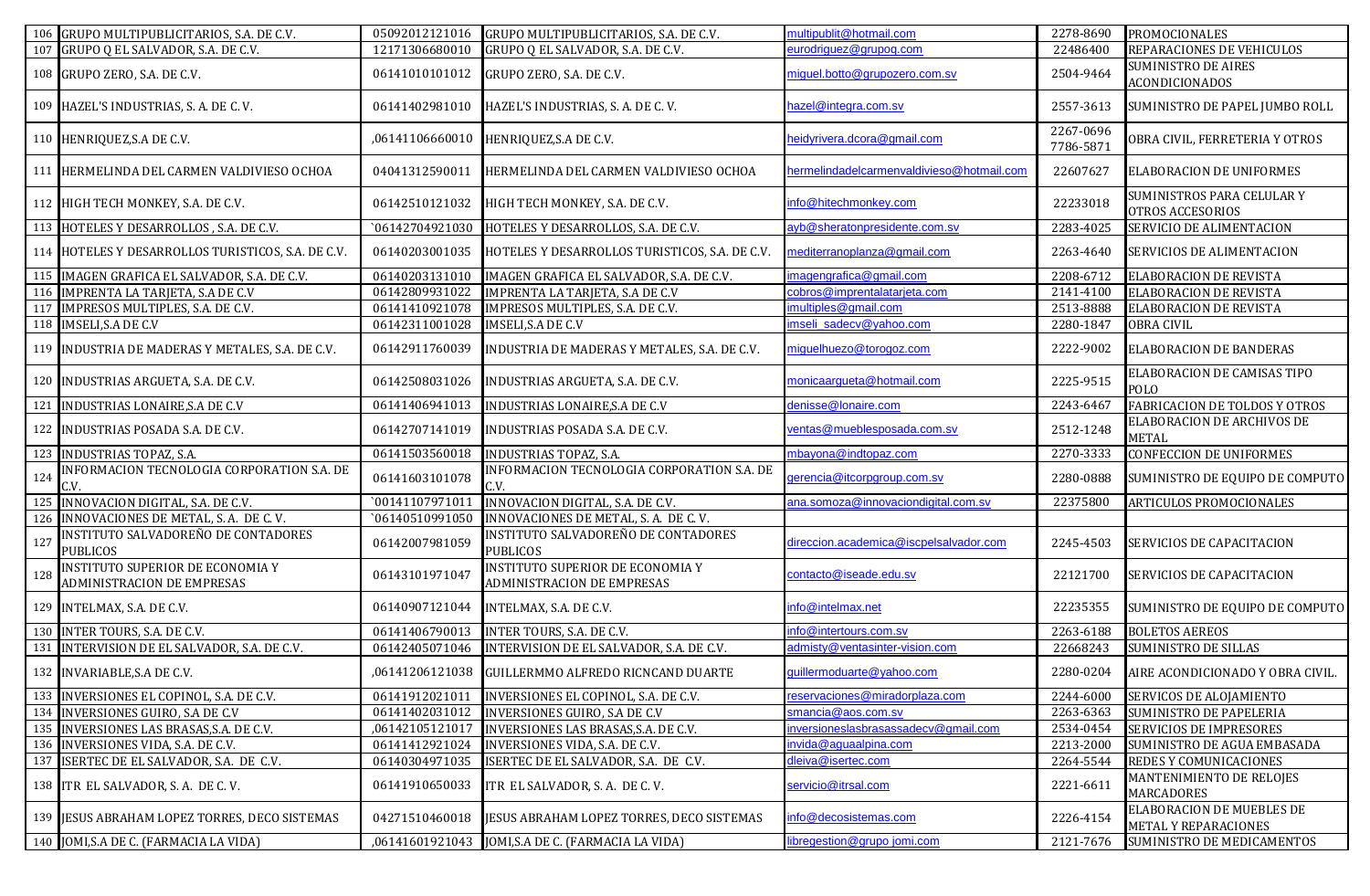| | | | | | | |
|---|---|---|---|---|---|---|
| 106 | GRUPO MULTIPUBLICITARIOS, S.A. DE C.V. | 05092012121016 | GRUPO MULTIPUBLICITARIOS, S.A. DE C.V. | multipublit@hotmail.com | 2278-8690 | PROMOCIONALES |
| 107 | GRUPO Q EL SALVADOR, S.A. DE C.V. | 12171306680010 | GRUPO Q EL SALVADOR, S.A. DE C.V. | eurodriguez@grupoq.com | 22486400 | REPARACIONES DE VEHICULOS |
| 108 | GRUPO ZERO, S.A. DE C.V. | 06141010101012 | GRUPO ZERO, S.A. DE C.V. | miguel.botto@grupozero.com.sv | 2504-9464 | SUMINISTRO DE AIRES ACONDICIONADOS |
| 109 | HAZEL'S INDUSTRIAS, S. A. DE C. V. | 06141402981010 | HAZEL'S INDUSTRIAS, S. A. DE C. V. | hazel@integra.com.sv | 2557-3613 | SUMINISTRO DE PAPEL JUMBO ROLL |
| 110 | HENRIQUEZ,S.A DE C.V. | ,06141106660010 | HENRIQUEZ,S.A DE C.V. | heidyrivera.dcora@gmail.com | 2267-0696 7786-5871 | OBRA CIVIL, FERRETERIA Y OTROS |
| 111 | HERMELINDA DEL CARMEN VALDIVIESO OCHOA | 04041312590011 | HERMELINDA DEL CARMEN VALDIVIESO OCHOA | hermelindadelcarmenvaldivieso@hotmail.com | 22607627 | ELABORACION DE UNIFORMES |
| 112 | HIGH TECH MONKEY, S.A. DE C.V. | 06142510121032 | HIGH TECH MONKEY, S.A. DE C.V. | info@hitechmonkey.com | 22233018 | SUMINISTROS PARA CELULAR Y OTROS ACCESORIOS |
| 113 | HOTELES Y DESARROLLOS , S.A. DE C.V. | `06142704921030 | HOTELES Y DESARROLLOS, S.A. DE C.V. | ayb@sheratonpresidente.com.sv | 2283-4025 | SERVICIO DE ALIMENTACION |
| 114 | HOTELES Y DESARROLLOS TURISTICOS, S.A. DE C.V. | 06140203001035 | HOTELES Y DESARROLLOS TURISTICOS, S.A. DE C.V. | mediterranoplanza@gmail.com | 2263-4640 | SERVICIOS DE ALIMENTACION |
| 115 | IMAGEN GRAFICA EL SALVADOR, S.A. DE C.V. | 06140203131010 | IMAGEN GRAFICA EL SALVADOR, S.A. DE C.V. | imagengrafica@gmail.com | 2208-6712 | ELABORACION DE REVISTA |
| 116 | IMPRENTA LA TARJETA, S.A DE C.V | 06142809931022 | IMPRENTA LA TARJETA, S.A DE C.V | cobros@imprentalatarjeta.com | 2141-4100 | ELABORACION DE REVISTA |
| 117 | IMPRESOS MULTIPLES, S.A. DE C.V. | 06141410921078 | IMPRESOS MULTIPLES, S.A. DE C.V. | imultiples@gmail.com | 2513-8888 | ELABORACION DE REVISTA |
| 118 | IMSELI,S.A DE C.V | 06142311001028 | IMSELI,S.A DE C.V | imseli_sadecv@yahoo.com | 2280-1847 | OBRA CIVIL |
| 119 | INDUSTRIA DE MADERAS Y METALES, S.A. DE C.V. | 06142911760039 | INDUSTRIA DE MADERAS Y METALES, S.A. DE C.V. | miguelhuezo@torogoz.com | 2222-9002 | ELABORACION DE BANDERAS |
| 120 | INDUSTRIAS ARGUETA, S.A. DE C.V. | 06142508031026 | INDUSTRIAS ARGUETA, S.A. DE C.V. | monicaargueta@hotmail.com | 2225-9515 | ELABORACION DE CAMISAS TIPO POLO |
| 121 | INDUSTRIAS LONAIRE,S.A DE C.V | 06141406941013 | INDUSTRIAS LONAIRE,S.A DE C.V | denisse@lonaire.com | 2243-6467 | FABRICACION DE TOLDOS Y OTROS |
| 122 | INDUSTRIAS POSADA S.A. DE C.V. | 06142707141019 | INDUSTRIAS POSADA S.A. DE C.V. | ventas@mueblesposada.com.sv | 2512-1248 | ELABORACION DE ARCHIVOS DE METAL |
| 123 | INDUSTRIAS TOPAZ, S.A. | 06141503560018 | INDUSTRIAS TOPAZ, S.A. | mbayona@indtopaz.com | 2270-3333 | CONFECCION DE UNIFORMES |
| 124 | INFORMACION TECNOLOGIA CORPORATION S.A. DE C.V. | 06141603101078 | INFORMACION TECNOLOGIA CORPORATION S.A. DE C.V. | gerencia@itcorpgroup.com.sv | 2280-0888 | SUMINISTRO DE EQUIPO DE COMPUTO |
| 125 | INNOVACION DIGITAL, S.A. DE C.V. | `00141107971011 | INNOVACION DIGITAL, S.A. DE C.V. | ana.somoza@innovaciondigital.com.sv | 22375800 | ARTICULOS PROMOCIONALES |
| 126 | INNOVACIONES DE METAL, S. A. DE C. V. | `06140510991050 | INNOVACIONES DE METAL, S. A. DE C. V. | | | |
| 127 | INSTITUTO SALVADOREÑO DE CONTADORES PUBLICOS | 06142007981059 | INSTITUTO SALVADOREÑO DE CONTADORES PUBLICOS | direccion.academica@iscpelsalvador.com | 2245-4503 | SERVICIOS DE CAPACITACION |
| 128 | INSTITUTO SUPERIOR DE ECONOMIA Y ADMINISTRACION DE EMPRESAS | 06143101971047 | INSTITUTO SUPERIOR DE ECONOMIA Y ADMINISTRACION DE EMPRESAS | contacto@iseade.edu.sv | 22121700 | SERVICIOS DE CAPACITACION |
| 129 | INTELMAX, S.A. DE C.V. | 06140907121044 | INTELMAX, S.A. DE C.V. | info@intelmax.net | 22235355 | SUMINISTRO DE EQUIPO DE COMPUTO |
| 130 | INTER TOURS, S.A. DE C.V. | 06141406790013 | INTER TOURS, S.A. DE C.V. | info@intertours.com.sv | 2263-6188 | BOLETOS AEREOS |
| 131 | INTERVISION DE EL SALVADOR, S.A. DE C.V. | 06142405071046 | INTERVISION DE EL SALVADOR, S.A. DE C.V. | admisty@ventasinter-vision.com | 22668243 | SUMINISTRO DE SILLAS |
| 132 | INVARIABLE,S.A DE C.V. | ,06141206121038 | GUILLERMMO ALFREDO RICNCAND DUARTE | guillermoduarte@yahoo.com | 2280-0204 | AIRE ACONDICIONADO Y OBRA CIVIL. |
| 133 | INVERSIONES EL COPINOL, S.A. DE C.V. | 06141912021011 | INVERSIONES EL COPINOL, S.A. DE C.V. | reservaciones@miradorplaza.com | 2244-6000 | SERVICOS DE ALOJAMIENTO |
| 134 | INVERSIONES GUIRO, S.A DE C.V | 06141402031012 | INVERSIONES GUIRO, S.A DE C.V | smancia@aos.com.sv | 2263-6363 | SUMINISTRO DE PAPELERIA |
| 135 | INVERSIONES LAS BRASAS,S.A. DE C.V. | ,06142105121017 | INVERSIONES LAS BRASAS,S.A. DE C.V. | inversioneslasbrasassadecv@gmail.com | 2534-0454 | SERVICIOS DE IMPRESORES |
| 136 | INVERSIONES VIDA, S.A. DE C.V. | 06141412921024 | INVERSIONES VIDA, S.A. DE C.V. | invida@aguaalpina.com | 2213-2000 | SUMINISTRO DE AGUA EMBASADA |
| 137 | ISERTEC DE EL SALVADOR, S.A. DE C.V. | 06140304971035 | ISERTEC DE EL SALVADOR, S.A. DE C.V. | dleiva@isertec.com | 2264-5544 | REDES Y COMUNICACIONES |
| 138 | ITR EL SALVADOR, S. A. DE C. V. | 06141910650033 | ITR EL SALVADOR, S. A. DE C. V. | servicio@itrsal.com | 2221-6611 | MANTENIMIENTO DE RELOJES MARCADORES |
| 139 | JESUS ABRAHAM LOPEZ TORRES, DECO SISTEMAS | 04271510460018 | JESUS ABRAHAM LOPEZ TORRES, DECO SISTEMAS | info@decosistemas.com | 2226-4154 | ELABORACION DE MUEBLES DE METAL Y REPARACIONES |
| 140 | JOMI,S.A DE C. (FARMACIA LA VIDA) | ,06141601921043 | JOMI,S.A DE C. (FARMACIA LA VIDA) | libregestion@grupo jomi.com | 2121-7676 | SUMINISTRO DE MEDICAMENTOS |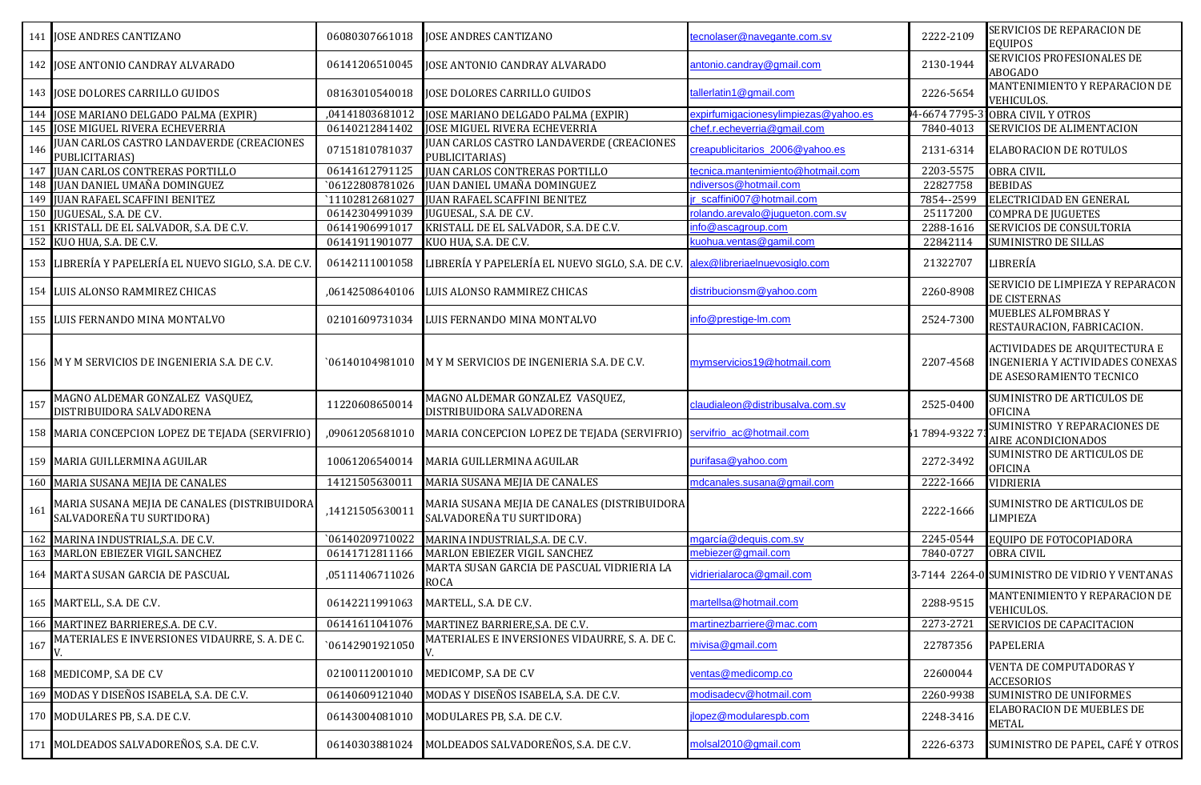| | | | | | | |
|---|---|---|---|---|---|---|
| 141 | JOSE ANDRES CANTIZANO | 06080307661018 | JOSE ANDRES CANTIZANO | tecnolaser@navegante.com.sv | 2222-2109 | SERVICIOS DE REPARACION DE EQUIPOS |
| 142 | JOSE ANTONIO CANDRAY ALVARADO | 06141206510045 | JOSE ANTONIO CANDRAY ALVARADO | antonio.candray@gmail.com | 2130-1944 | SERVICIOS PROFESIONALES DE ABOGADO |
| 143 | JOSE DOLORES CARRILLO GUIDOS | 08163010540018 | JOSE DOLORES CARRILLO GUIDOS | tallerlatin1@gmail.com | 2226-5654 | MANTENIMIENTO Y REPARACION DE VEHICULOS. |
| 144 | JOSE MARIANO DELGADO PALMA (EXPIR) | ,04141803681012 | JOSE MARIANO DELGADO PALMA (EXPIR) | expirfumigacioneslimpiezas@yahoo.es | 4-6674 7795-3 | OBRA CIVIL Y OTROS |
| 145 | JOSE MIGUEL RIVERA ECHEVERRIA | 06140212841402 | JOSE MIGUEL RIVERA ECHEVERRIA | chef.r.echeverria@gmail.com | 7840-4013 | SERVICIOS DE ALIMENTACION |
| 146 | JUAN CARLOS CASTRO LANDAVERDE (CREACIONES PUBLICITARIAS) | 07151810781037 | JUAN CARLOS CASTRO LANDAVERDE (CREACIONES PUBLICITARIAS) | creapublicitarios_2006@yahoo.es | 2131-6314 | ELABORACION DE ROTULOS |
| 147 | JUAN CARLOS CONTRERAS PORTILLO | 06141612791125 | JUAN CARLOS CONTRERAS PORTILLO | tecnica.mantenimiento@hotmail.com | 2203-5575 | OBRA CIVIL |
| 148 | JUAN DANIEL UMAÑA DOMINGUEZ | `06122808781026 | JUAN DANIEL UMAÑA DOMINGUEZ | ndiversos@hotmail.com | 22827758 | BEBIDAS |
| 149 | JUAN RAFAEL SCAFFINI BENITEZ | `11102812681027 | JUAN RAFAEL SCAFFINI BENITEZ | jr_scaffini007@hotmail.com | 7854--2599 | ELECTRICIDAD EN GENERAL |
| 150 | JUGUESAL, S.A. DE C.V. | 06142304991039 | JUGUESAL, S.A. DE C.V. | rolando.arevalo@jugueton.com.sv | 25117200 | COMPRA DE JUGUETES |
| 151 | KRISTALL DE EL SALVADOR, S.A. DE C.V. | 06141906991017 | KRISTALL DE EL SALVADOR, S.A. DE C.V. | info@ascagroup.com | 2288-1616 | SERVICIOS DE CONSULTORIA |
| 152 | KUO HUA, S.A. DE C.V. | 06141911901077 | KUO HUA, S.A. DE C.V. | kuohua.ventas@gamil.com | 22842114 | SUMINISTRO DE SILLAS |
| 153 | LIBRERÍA Y PAPELERÍA EL NUEVO SIGLO, S.A. DE C.V. | 06142111001058 | LIBRERÍA Y PAPELERÍA EL NUEVO SIGLO, S.A. DE C.V. | alex@libreriaelnuevosiglo.com | 21322707 | LIBRERÍA |
| 154 | LUIS ALONSO RAMMIREZ CHICAS | ,06142508640106 | LUIS ALONSO RAMMIREZ CHICAS | distribucionsm@yahoo.com | 2260-8908 | SERVICIO DE LIMPIEZA Y REPARACON DE CISTERNAS |
| 155 | LUIS FERNANDO MINA MONTALVO | 02101609731034 | LUIS FERNANDO MINA MONTALVO | info@prestige-lm.com | 2524-7300 | MUEBLES ALFOMBRAS Y RESTAURACION, FABRICACION. |
| 156 | M Y M SERVICIOS DE INGENIERIA S.A. DE C.V. | `06140104981010 | M Y M SERVICIOS DE INGENIERIA S.A. DE C.V. | mymservicios19@hotmail.com | 2207-4568 | ACTIVIDADES DE ARQUITECTURA E INGENIERIA Y ACTIVIDADES CONEXAS DE ASESORAMIENTO TECNICO |
| 157 | MAGNO ALDEMAR GONZALEZ VASQUEZ, DISTRIBUIDORA SALVADORENA | 11220608650014 | MAGNO ALDEMAR GONZALEZ VASQUEZ, DISTRIBUIDORA SALVADORENA | claudialeon@distribusalva.com.sv | 2525-0400 | SUMINISTRO DE ARTICULOS DE OFICINA |
| 158 | MARIA CONCEPCION LOPEZ DE TEJADA (SERVIFRIO) | ,09061205681010 | MARIA CONCEPCION LOPEZ DE TEJADA (SERVIFRIO) | servifrio_ac@hotmail.com | 1 7894-9322 7 | SUMINISTRO Y REPARACIONES DE AIRE ACONDICIONADOS |
| 159 | MARIA GUILLERMINA AGUILAR | 10061206540014 | MARIA GUILLERMINA AGUILAR | purifasa@yahoo.com | 2272-3492 | SUMINISTRO DE ARTICULOS DE OFICINA |
| 160 | MARIA SUSANA MEJIA DE CANALES | 14121505630011 | MARIA SUSANA MEJIA DE CANALES | mdcanales.susana@gmail.com | 2222-1666 | VIDRIERIA |
| 161 | MARIA SUSANA MEJIA DE CANALES (DISTRIBUIDORA SALVADOREÑA TU SURTIDORA) | ,14121505630011 | MARIA SUSANA MEJIA DE CANALES (DISTRIBUIDORA SALVADOREÑA TU SURTIDORA) | | 2222-1666 | SUMINISTRO DE ARTICULOS DE LIMPIEZA |
| 162 | MARINA INDUSTRIAL,S.A. DE C.V. | `06140209710022 | MARINA INDUSTRIAL,S.A. DE C.V. | mgarcía@dequis.com.sv | 2245-0544 | EQUIPO DE FOTOCOPIADORA |
| 163 | MARLON EBIEZER VIGIL SANCHEZ | 06141712811166 | MARLON EBIEZER VIGIL SANCHEZ | mebiezer@gmail.com | 7840-0727 | OBRA CIVIL |
| 164 | MARTA SUSAN GARCIA DE PASCUAL | ,05111406711026 | MARTA SUSAN GARCIA DE PASCUAL VIDRIERIA LA ROCA | vidrierialaroca@gmail.com | 3-7144 2264-0 | SUMINISTRO DE VIDRIO Y VENTANAS |
| 165 | MARTELL, S.A. DE C.V. | 06142211991063 | MARTELL, S.A. DE C.V. | martellsa@hotmail.com | 2288-9515 | MANTENIMIENTO Y REPARACION DE VEHICULOS. |
| 166 | MARTINEZ BARRIERE,S.A. DE C.V. | 06141611041076 | MARTINEZ BARRIERE,S.A. DE C.V. | martinezbarriere@mac.com | 2273-2721 | SERVICIOS DE CAPACITACION |
| 167 | MATERIALES E INVERSIONES VIDAURRE, S. A. DE C. V. | `06142901921050 | MATERIALES E INVERSIONES VIDAURRE, S. A. DE C. V. | mivisa@gmail.com | 22787356 | PAPELERIA |
| 168 | MEDICOMP, S.A DE C.V | 02100112001010 | MEDICOMP, S.A DE C.V | ventas@medicomp.co | 22600044 | VENTA DE COMPUTADORAS Y ACCESORIOS |
| 169 | MODAS Y DISEÑOS ISABELA, S.A. DE C.V. | 06140609121040 | MODAS Y DISEÑOS ISABELA, S.A. DE C.V. | modisadecv@hotmail.com | 2260-9938 | SUMINISTRO DE UNIFORMES |
| 170 | MODULARES PB, S.A. DE C.V. | 06143004081010 | MODULARES PB, S.A. DE C.V. | jlopez@modularespb.com | 2248-3416 | ELABORACION DE MUEBLES DE METAL |
| 171 | MOLDEADOS SALVADOREÑOS, S.A. DE C.V. | 06140303881024 | MOLDEADOS SALVADOREÑOS, S.A. DE C.V. | molsal2010@gmail.com | 2226-6373 | SUMINISTRO DE PAPEL, CAFÉ Y OTROS |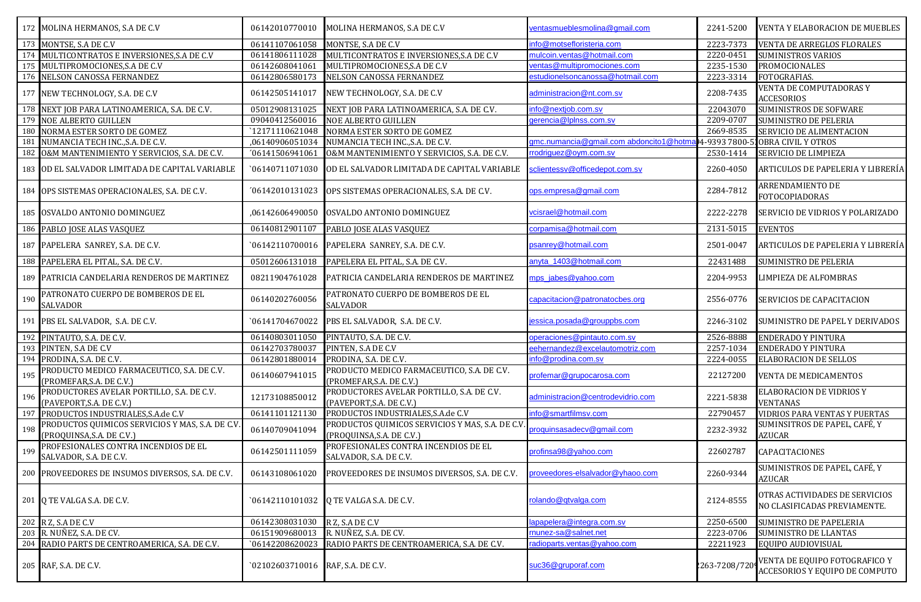| | | | | | | |
|---|---|---|---|---|---|---|
| 172 | MOLINA HERMANOS, S.A DE C.V | 06142010770010 | MOLINA HERMANOS, S.A DE C.V | ventasmueblesmolina@gmail.com | 2241-5200 | VENTA Y ELABORACION DE MUEBLES |
| 173 | MONTSE, S.A DE C.V | 06141107061058 | MONTSE, S.A DE C.V | info@motsefloristeria.com | 2223-7373 | VENTA DE ARREGLOS FLORALES |
| 174 | MULTICONTRATOS E INVERSIONES,S.A DE C.V | 06141806111028 | MULTICONTRATOS E INVERSIONES,S.A DE C.V | mulcoin.ventas@hotmail.com | 2220-0451 | SUMINISTROS VARIOS |
| 175 | MULTIPROMOCIONES,S.A DE C.V | 06142608041061 | MULTIPROMOCIONES,S.A DE C.V | ventas@multipromociones.com | 2235-1530 | PROMOCIONALES |
| 176 | NELSON CANOSSA FERNANDEZ | 06142806580173 | NELSON CANOSSA FERNANDEZ | estudionelsoncanossa@hotmail.com | 2223-3314 | FOTOGRAFIAS. |
| 177 | NEW TECHNOLOGY, S.A. DE C.V | 06142505141017 | NEW TECHNOLOGY, S.A. DE C.V | administracion@nt.com.sv | 2208-7435 | VENTA DE COMPUTADORAS Y ACCESORIOS |
| 178 | NEXT JOB PARA LATINOAMERICA, S.A. DE C.V. | 05012908131025 | NEXT JOB PARA LATINOAMERICA, S.A. DE C.V. | info@nextjob.com.sv | 22043070 | SUMINISTROS DE SOFWARE |
| 179 | NOE ALBERTO GUILLEN | 09040412560016 | NOE ALBERTO GUILLEN | gerencia@lplnss.com.sv | 2209-0707 | SUMINISTRO DE PELERIA |
| 180 | NORMA ESTER SORTO DE GOMEZ | `12171110621048 | NORMA ESTER SORTO DE GOMEZ | | 2669-8535 | SERVICIO DE ALIMENTACION |
| 181 | NUMANCIA TECH INC.,S.A. DE C.V. | ,06140906051034 | NUMANCIA TECH INC.,S.A. DE C.V. | gmc.numancia@gmail.com abdoncito1@hotma | 4-9393 7800-5 | OBRA CIVIL Y OTROS |
| 182 | O&M MANTENIMIENTO Y SERVICIOS, S.A. DE C.V. | ´06141506941061 | O&M MANTENIMIENTO Y SERVICIOS, S.A. DE C.V. | rrodriguez@oym.com.sv | 2530-1414 | SERVICIO DE LIMPIEZA |
| 183 | OD EL SALVADOR LIMITADA DE CAPITAL VARIABLE | `06140711071030 | OD EL SALVADOR LIMITADA DE CAPITAL VARIABLE | sclientessv@officedepot.com.sv | 2260-4050 | ARTICULOS DE PAPELERIA Y LIBRERÍA |
| 184 | OPS SISTEMAS OPERACIONALES, S.A. DE C.V. | ´06142010131023 | OPS SISTEMAS OPERACIONALES, S.A. DE C.V. | ops.empresa@gmail.com | 2284-7812 | ARRENDAMIENTO DE FOTOCOPIADORAS |
| 185 | OSVALDO ANTONIO DOMINGUEZ | ,06142606490050 | OSVALDO ANTONIO DOMINGUEZ | vcisrael@hotmail.com | 2222-2278 | SERVICIO DE VIDRIOS Y POLARIZADO |
| 186 | PABLO JOSE ALAS VASQUEZ | 06140812901107 | PABLO JOSE ALAS VASQUEZ | corpamisa@hotmail.com | 2131-5015 | EVENTOS |
| 187 | PAPELERA SANREY, S.A. DE C.V. | `06142110700016 | PAPELERA SANREY, S.A. DE C.V. | psanrey@hotmail.com | 2501-0047 | ARTICULOS DE PAPELERIA Y LIBRERÍA |
| 188 | PAPELERA EL PITAL, S.A. DE C.V. | 05012606131018 | PAPELERA EL PITAL, S.A. DE C.V. | anyta_1403@hotmail.com | 22431488 | SUMINISTRO DE PELERIA |
| 189 | PATRICIA CANDELARIA RENDEROS DE MARTINEZ | 08211904761028 | PATRICIA CANDELARIA RENDEROS DE MARTINEZ | mps_jabes@yahoo.com | 2204-9953 | LIMPIEZA DE ALFOMBRAS |
| 190 | PATRONATO CUERPO DE BOMBEROS DE EL SALVADOR | 06140202760056 | PATRONATO CUERPO DE BOMBEROS DE EL SALVADOR | capacitacion@patronatocbes.org | 2556-0776 | SERVICIOS DE CAPACITACION |
| 191 | PBS EL SALVADOR, S.A. DE C.V. | `06141704670022 | PBS EL SALVADOR, S.A. DE C.V. | jessica.posada@grouppbs.com | 2246-3102 | SUMINISTRO DE PAPEL Y DERIVADOS |
| 192 | PINTAUTO, S.A. DE C.V. | 06140803011050 | PINTAUTO, S.A. DE C.V. | operaciones@pintauto.com.sv | 2526-8888 | ENDERADO Y PINTURA |
| 193 | PINTEN, S.A DE C.V | 06142703780037 | PINTEN, S.A DE C.V | eehernandez@excelautomotriz.com | 2257-1034 | ENDERADO Y PINTURA |
| 194 | PRODINA, S.A. DE C.V. | 06142801880014 | PRODINA, S.A. DE C.V. | info@prodina.com.sv | 2224-0055 | ELABORACION DE SELLOS |
| 195 | PRODUCTO MEDICO FARMACEUTICO, S.A. DE C.V. (PROMEFAR,S.A. DE C.V.) | 06140607941015 | PRODUCTO MEDICO FARMACEUTICO, S.A. DE C.V. (PROMEFAR,S.A. DE C.V.) | profemar@grupocarosa.com | 22127200 | VENTA DE MEDICAMENTOS |
| 196 | PRODUCTORES AVELAR PORTILLO, S.A. DE C.V. (PAVEPORT,S.A. DE C.V.) | 12173108850012 | PRODUCTORES AVELAR PORTILLO, S.A. DE C.V. (PAVEPORT,S.A. DE C.V.) | administracion@centrodevidrio.com | 2221-5838 | ELABORACION DE VIDRIOS Y VENTANAS |
| 197 | PRODUCTOS INDUSTRIALES,S.A.de C.V | 06141101121130 | PRODUCTOS INDUSTRIALES,S.A.de C.V | info@smartfilmsv.com | 22790457 | VIDRIOS PARA VENTAS Y PUERTAS |
| 198 | PRODUCTOS QUIMICOS SERVICIOS Y MAS, S.A. DE C.V. (PROQUINSA,S.A. DE C.V.) | 06140709041094 | PRODUCTOS QUIMICOS SERVICIOS Y MAS, S.A. DE C.V. (PROQUINSA,S.A. DE C.V.) | proquinsasadecv@gmail.com | 2232-3932 | SUMINSITROS DE PAPEL, CAFÉ, Y AZUCAR |
| 199 | PROFESIONALES CONTRA INCENDIOS DE EL SALVADOR, S.A. DE C.V. | 06142501111059 | PROFESIONALES CONTRA INCENDIOS DE EL SALVADOR, S.A. DE C.V. | profinsa98@yahoo.com | 22602787 | CAPACITACIONES |
| 200 | PROVEEDORES DE INSUMOS DIVERSOS, S.A. DE C.V. | 06143108061020 | PROVEEDORES DE INSUMOS DIVERSOS, S.A. DE C.V. | proveedores-elsalvador@yhaoo.com | 2260-9344 | SUMINISTROS DE PAPEL, CAFÉ, Y AZUCAR |
| 201 | Q TE VALGA S.A. DE C.V. | `06142110101032 | Q TE VALGA S.A. DE C.V. | rolando@qtvalga.com | 2124-8555 | OTRAS ACTIVIDADES DE SERVICIOS NO CLASIFICADAS PREVIAMENTE. |
| 202 | R Z, S.A DE C.V | 06142308031030 | R Z, S.A DE C.V | lapapelera@integra.com.sv | 2250-6500 | SUMINISTRO DE PAPELERIA |
| 203 | R. NUÑEZ, S.A. DE CV. | 06151909680013 | R. NUÑEZ, S.A. DE CV. | rnunez-sa@salnet.net | 2223-0706 | SUMINISTRO DE LLANTAS |
| 204 | RADIO PARTS DE CENTROAMERICA, S.A. DE C.V. | `06142208620023 | RADIO PARTS DE CENTROAMERICA, S.A. DE C.V. | radioparts.ventas@yahoo.com | 22211923 | EQUIPO AUDIOVISUAL |
| 205 | RAF, S.A. DE C.V. | `02102603710016 | RAF, S.A. DE C.V. | suc36@gruporaf.com | 263-7208/720 | VENTA DE EQUIPO FOTOGRAFICO Y ACCESORIOS Y EQUIPO DE COMPUTO |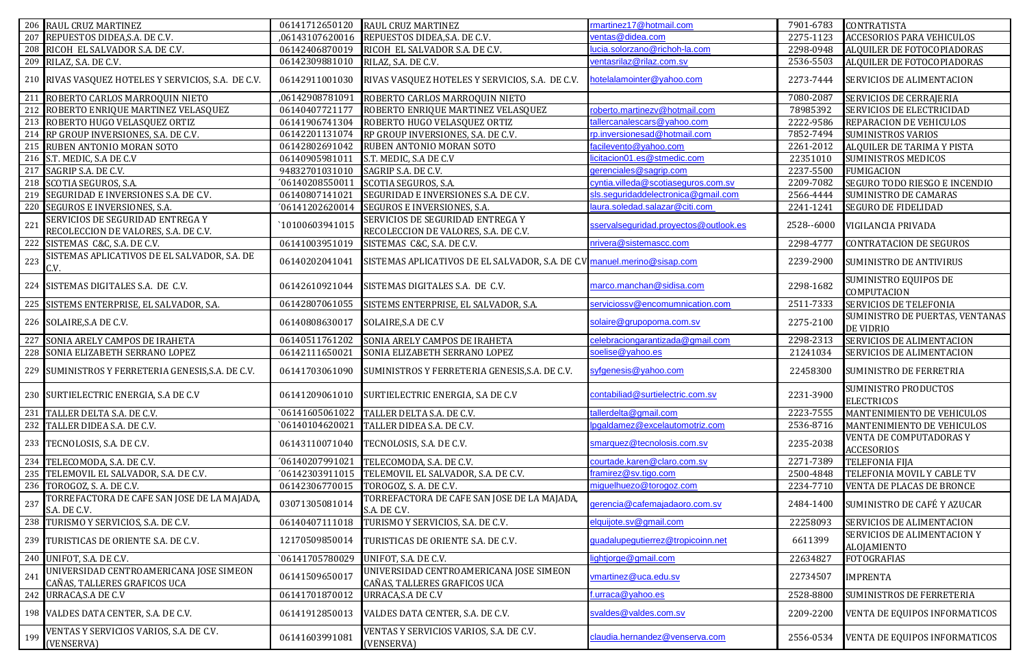| | | | | | | |
|---|---|---|---|---|---|---|
| 206 | RAUL CRUZ MARTINEZ | 06141712650120 | RAUL CRUZ MARTINEZ | rmartinez17@hotmail.com | 7901-6783 | CONTRATISTA |
| 207 | REPUESTOS DIDEA,S.A. DE C.V. | ,06143107620016 | REPUESTOS DIDEA,S.A. DE C.V. | ventas@didea.com | 2275-1123 | ACCESORIOS PARA VEHICULOS |
| 208 | RICOH EL SALVADOR S.A. DE C.V. | 06142406870019 | RICOH EL SALVADOR S.A. DE C.V. | lucia.solorzano@richoh-la.com | 2298-0948 | ALQUILER DE FOTOCOPIADORAS |
| 209 | RILAZ, S.A. DE C.V. | 06142309881010 | RILAZ, S.A. DE C.V. | ventasrilaz@rilaz.com.sv | 2536-5503 | ALQUILER DE FOTOCOPIADORAS |
| 210 | RIVAS VASQUEZ HOTELES Y SERVICIOS, S.A. DE C.V. | 06142911001030 | RIVAS VASQUEZ HOTELES Y SERVICIOS, S.A. DE C.V. | hotelalamointer@yahoo.com | 2273-7444 | SERVICIOS DE ALIMENTACION |
| 211 | ROBERTO CARLOS MARROQUIN NIETO | ,06142908781091 | ROBERTO CARLOS MARROQUIN NIETO | | 7080-2087 | SERVICIOS DE CERRAJERIA |
| 212 | ROBERTO ENRIQUE MARTINEZ VELASQUEZ | 06140407721177 | ROBERTO ENRIQUE MARTINEZ VELASQUEZ | roberto.martinezv@hotmail.com | 78985392 | SERVICIOS DE ELECTRICIDAD |
| 213 | ROBERTO HUGO VELASQUEZ ORTIZ | 06141906741304 | ROBERTO HUGO VELASQUEZ ORTIZ | tallercanalescars@yahoo.com | 2222-9586 | REPARACION DE VEHICULOS |
| 214 | RP GROUP INVERSIONES, S.A. DE C.V. | 06142201131074 | RP GROUP INVERSIONES, S.A. DE C.V. | rp.inversionesad@hotmail.com | 7852-7494 | SUMINISTROS VARIOS |
| 215 | RUBEN ANTONIO MORAN SOTO | 06142802691042 | RUBEN ANTONIO MORAN SOTO | facilevento@yahoo.com | 2261-2012 | ALQUILER DE TARIMA Y PISTA |
| 216 | S.T. MEDIC, S.A DE C.V | 06140905981011 | S.T. MEDIC, S.A DE C.V | licitacion01.es@stmedic.com | 22351010 | SUMINISTROS MEDICOS |
| 217 | SAGRIP S.A. DE C.V. | 94832701031010 | SAGRIP S.A. DE C.V. | gerenciales@sagrip.com | 2237-5500 | FUMIGACION |
| 218 | SCOTIA SEGUROS, S.A. | ´06140208550011 | SCOTIA SEGUROS, S.A. | cyntia.villeda@scotiaseguros.com.sv | 2209-7082 | SEGURO TODO RIESGO E INCENDIO |
| 219 | SEGURIDAD E INVERSIONES S.A. DE C.V. | 06140807141021 | SEGURIDAD E INVERSIONES S.A. DE C.V. | sls.seguridaddelectronica@gmail.com | 2566-4444 | SUMINISTRO DE CAMARAS |
| 220 | SEGUROS E INVERSIONES, S.A. | ´06141202620014 | SEGUROS E INVERSIONES, S.A. | laura.soledad.salazar@citi.com | 2241-1241 | SEGURO DE FIDELIDAD |
| 221 | SERVICIOS DE SEGURIDAD ENTREGA Y RECOLECCION DE VALORES, S.A. DE C.V. | `10100603941015 | SERVICIOS DE SEGURIDAD ENTREGA Y RECOLECCION DE VALORES, S.A. DE C.V. | sservalseguridad.proyectos@outlook.es | 2528--6000 | VIGILANCIA PRIVADA |
| 222 | SISTEMAS C&C, S.A. DE C.V. | 06141003951019 | SISTEMAS C&C, S.A. DE C.V. | nrivera@sistemascc.com | 2298-4777 | CONTRATACION DE SEGUROS |
| 223 | SISTEMAS APLICATIVOS DE EL SALVADOR, S.A. DE C.V. | 06140202041041 | SISTEMAS APLICATIVOS DE EL SALVADOR, S.A. DE C.V. | manuel.merino@sisap.com | 2239-2900 | SUMINISTRO DE ANTIVIRUS |
| 224 | SISTEMAS DIGITALES S.A. DE C.V. | 06142610921044 | SISTEMAS DIGITALES S.A. DE C.V. | marco.manchan@sidisa.com | 2298-1682 | SUMINISTRO EQUIPOS DE COMPUTACION |
| 225 | SISTEMS ENTERPRISE, EL SALVADOR, S.A. | 06142807061055 | SISTEMS ENTERPRISE, EL SALVADOR, S.A. | serviciossv@encomumnication.com | 2511-7333 | SERVICIOS DE TELEFONIA |
| 226 | SOLAIRE,S.A DE C.V. | 06140808630017 | SOLAIRE,S.A DE C.V | solaire@grupopoma.com.sv | 2275-2100 | SUMINISTRO DE PUERTAS, VENTANAS DE VIDRIO |
| 227 | SONIA ARELY CAMPOS DE IRAHETA | 06140511761202 | SONIA ARELY CAMPOS DE IRAHETA | celebraciongarantizada@gmail.com | 2298-2313 | SERVICIOS DE ALIMENTACION |
| 228 | SONIA ELIZABETH SERRANO LOPEZ | 06142111650021 | SONIA ELIZABETH SERRANO LOPEZ | soelise@yahoo.es | 21241034 | SERVICIOS DE ALIMENTACION |
| 229 | SUMINISTROS Y FERRETERIA GENESIS,S.A. DE C.V. | 06141703061090 | SUMINISTROS Y FERRETERIA GENESIS,S.A. DE C.V. | syfgenesis@yahoo.com | 22458300 | SUMINISTRO DE FERRETRIA |
| 230 | SURTIELECTRIC ENERGIA, S.A DE C.V | 06141209061010 | SURTIELECTRIC ENERGIA, S.A DE C.V | contabiliad@surtielectric.com.sv | 2231-3900 | SUMINISTRO PRODUCTOS ELECTRICOS |
| 231 | TALLER DELTA S.A. DE C.V. | `06141605061022 | TALLER DELTA S.A. DE C.V. | tallerdelta@gmail.com | 2223-7555 | MANTENIMIENTO DE VEHICULOS |
| 232 | TALLER DIDEA S.A. DE C.V. | `06140104620021 | TALLER DIDEA S.A. DE C.V. | lpgaldamez@excelautomotriz.com | 2536-8716 | MANTENIMIENTO DE VEHICULOS |
| 233 | TECNOLOSIS, S.A. DE C.V. | 06143110071040 | TECNOLOSIS, S.A. DE C.V. | smarquez@tecnolosis.com.sv | 2235-2038 | VENTA DE COMPUTADORAS Y ACCESORIOS |
| 234 | TELECOMODA, S.A. DE C.V. | ´06140207991021 | TELECOMODA, S.A. DE C.V. | courtade.karen@claro.com.sv | 2271-7389 | TELEFONIA FIJA |
| 235 | TELEMOVIL EL SALVADOR, S.A. DE C.V. | ´06142303911015 | TELEMOVIL EL SALVADOR, S.A. DE C.V. | framirez@sv.tigo.com | 2500-4848 | TELEFONIA MOVIL Y CABLE TV |
| 236 | TOROGOZ, S. A. DE C.V. | 06142306770015 | TOROGOZ, S. A. DE C.V. | miguelhuezo@torogoz.com | 2234-7710 | VENTA DE PLACAS DE BRONCE |
| 237 | TORREFACTORA DE CAFE SAN JOSE DE LA MAJADA, S.A. DE C.V. | 03071305081014 | TORREFACTORA DE CAFE SAN JOSE DE LA MAJADA, S.A. DE C.V. | gerencia@cafemajadaoro.com.sv | 2484-1400 | SUMINISTRO DE CAFÉ Y AZUCAR |
| 238 | TURISMO Y SERVICIOS, S.A. DE C.V. | 06140407111018 | TURISMO Y SERVICIOS, S.A. DE C.V. | elquijote.sv@gmail.com | 22258093 | SERVICIOS DE ALIMENTACION |
| 239 | TURISTICAS DE ORIENTE S.A. DE C.V. | 12170509850014 | TURISTICAS DE ORIENTE S.A. DE C.V. | guadalupegutierrez@tropicoinn.net | 6611399 | SERVICIOS DE ALIMENTACION Y ALOJAMIENTO |
| 240 | UNIFOT, S.A. DE C.V. | `06141705780029 | UNIFOT, S.A. DE C.V. | lightjorge@gmail.com | 22634827 | FOTOGRAFIAS |
| 241 | UNIVERSIDAD CENTROAMERICANA JOSE SIMEON CAÑAS, TALLERES GRAFICOS UCA | 06141509650017 | UNIVERSIDAD CENTROAMERICANA JOSE SIMEON CAÑAS, TALLERES GRAFICOS UCA | vmartinez@uca.edu.sv | 22734507 | IMPRENTA |
| 242 | URRACA,S.A DE C.V | 06141701870012 | URRACA,S.A DE C.V | f.urraca@yahoo.es | 2528-8800 | SUMINISTROS DE FERRETERIA |
| 198 | VALDES DATA CENTER, S.A. DE C.V. | 06141912850013 | VALDES DATA CENTER, S.A. DE C.V. | svaldes@valdes.com.sv | 2209-2200 | VENTA DE EQUIPOS INFORMATICOS |
| 199 | VENTAS Y SERVICIOS VARIOS, S.A. DE C.V. (VENSERVA) | 06141603991081 | VENTAS Y SERVICIOS VARIOS, S.A. DE C.V. (VENSERVA) | claudia.hernandez@venserva.com | 2556-0534 | VENTA DE EQUIPOS INFORMATICOS |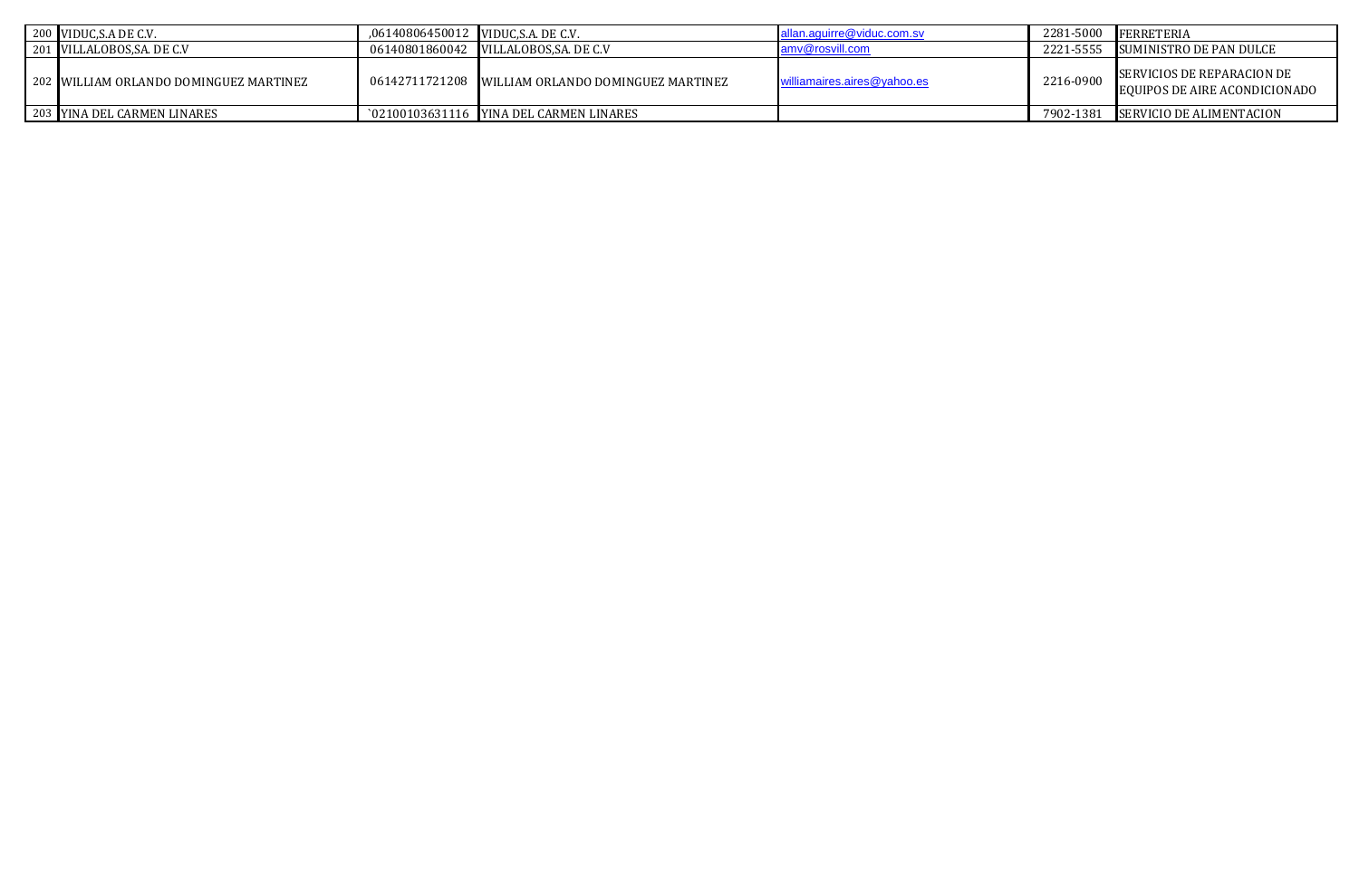| | | | | | | |
|---|---|---|---|---|---|---|
| 200 | VIDUC,S.A DE C.V. | ,06140806450012 | VIDUC,S.A. DE C.V. | allan.aguirre@viduc.com.sv | 2281-5000 | FERRETERIA |
| 201 | VILLALOBOS,SA. DE C.V | 06140801860042 | VILLALOBOS,SA. DE C.V | amv@rosvill.com | 2221-5555 | SUMINISTRO DE PAN DULCE |
| 202 | WILLIAM ORLANDO DOMINGUEZ MARTINEZ | 06142711721208 | WILLIAM ORLANDO DOMINGUEZ MARTINEZ | williamaires.aires@yahoo.es | 2216-0900 | SERVICIOS DE REPARACION DE EQUIPOS DE AIRE ACONDICIONADO |
| 203 | YINA DEL CARMEN LINARES | `02100103631116 | YINA DEL CARMEN LINARES | | 7902-1381 | SERVICIO DE ALIMENTACION |